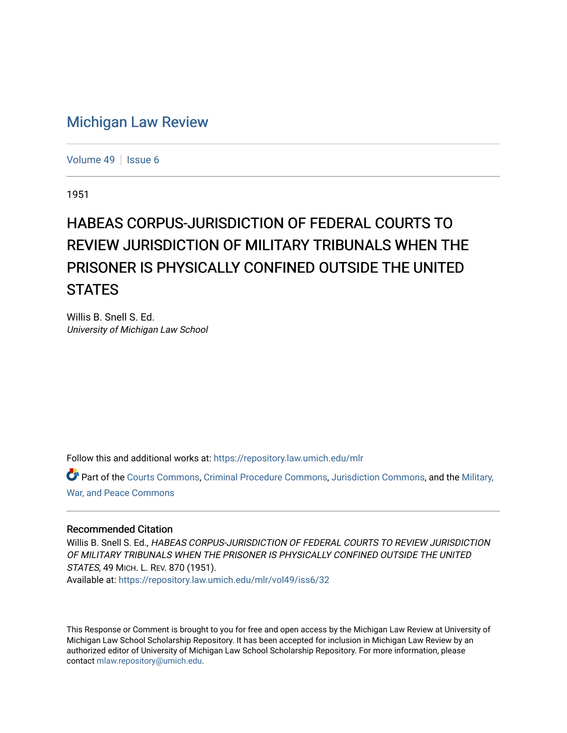# Michigan Law Review

Volume 49 | Issue 6

1951

## HABEAS CORPUS-JURISDICTION OF FEDERAL COURTS TO REVIEW JURISDICTION OF MILITARY TRIBUNALS WHEN THE PRISONER IS PHYSICALLY CONFINED OUTSIDE THE UNITED STATES

Willis B. Snell S. Ed.
*University of Michigan Law School*

Follow this and additional works at: https://repository.law.umich.edu/mlr

Part of the Courts Commons, Criminal Procedure Commons, Jurisdiction Commons, and the Military, War, and Peace Commons

### Recommended Citation

Willis B. Snell S. Ed., *HABEAS CORPUS-JURISDICTION OF FEDERAL COURTS TO REVIEW JURISDICTION OF MILITARY TRIBUNALS WHEN THE PRISONER IS PHYSICALLY CONFINED OUTSIDE THE UNITED STATES*, 49 MICH. L. REV. 870 (1951).
Available at: https://repository.law.umich.edu/mlr/vol49/iss6/32

This Response or Comment is brought to you for free and open access by the Michigan Law Review at University of Michigan Law School Scholarship Repository. It has been accepted for inclusion in Michigan Law Review by an authorized editor of University of Michigan Law School Scholarship Repository. For more information, please contact mlaw.repository@umich.edu.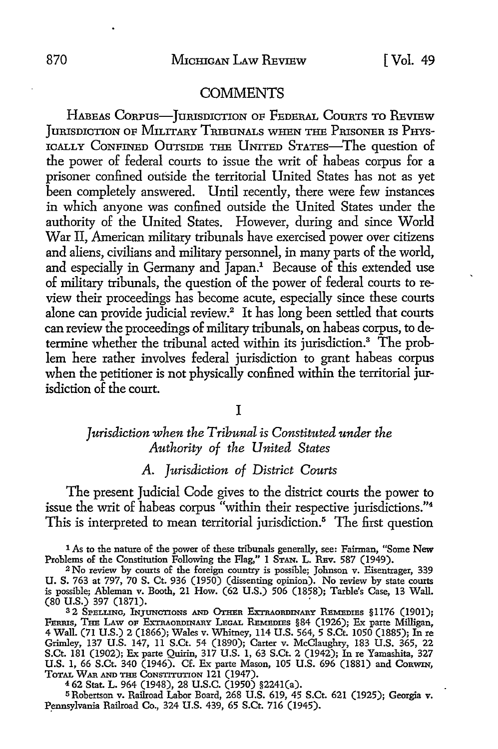## COMMENTS

HABEAS CORPUS—JURISDICTION OF FEDERAL COURTS TO REVIEW JURISDICTION OF MILITARY TRIBUNALS WHEN THE PRISONER IS PHYSICALLY CONFINED OUTSIDE THE UNITED STATES—The question of the power of federal courts to issue the writ of habeas corpus for a prisoner confined outside the territorial United States has not as yet been completely answered. Until recently, there were few instances in which anyone was confined outside the United States under the authority of the United States. However, during and since World War II, American military tribunals have exercised power over citizens and aliens, civilians and military personnel, in many parts of the world, and especially in Germany and Japan.[1] Because of this extended use of military tribunals, the question of the power of federal courts to review their proceedings has become acute, especially since these courts alone can provide judicial review.[2] It has long been settled that courts can review the proceedings of military tribunals, on habeas corpus, to determine whether the tribunal acted within its jurisdiction.[3] The problem here rather involves federal jurisdiction to grant habeas corpus when the petitioner is not physically confined within the territorial jurisdiction of the court.

### I

### *Jurisdiction when the Tribunal is Constituted under the Authority of the United States*

#### *A. Jurisdiction of District Courts*

The present Judicial Code gives to the district courts the power to issue the writ of habeas corpus "within their respective jurisdictions."[4] This is interpreted to mean territorial jurisdiction.[5] The first question

---

[1] As to the nature of the power of these tribunals generally, see: Fairman, "Some New Problems of the Constitution Following the Flag," 1 STAN. L. REV. 587 (1949).

[2] No review by courts of the foreign country is possible; Johnson v. Eisentrager, 339 U. S. 763 at 797, 70 S. Ct. 936 (1950) (dissenting opinion). No review by state courts is possible; Ableman v. Booth, 21 How. (62 U.S.) 506 (1858); Tarble's Case, 13 Wall. (80 U.S.) 397 (1871).

[3] 2 SPELLING, INJUNCTIONS AND OTHER EXTRAORDINARY REMEDIES §1176 (1901); FERRIS, THE LAW OF EXTRAORDINARY LEGAL REMEDIES §84 (1926); Ex parte Milligan, 4 Wall. (71 U.S.) 2 (1866); Wales v. Whitney, 114 U.S. 564, 5 S.Ct. 1050 (1885); In re Grimley, 137 U.S. 147, 11 S.Ct. 54 (1890); Carter v. McClaughry, 183 U.S. 365, 22 S.Ct. 181 (1902); Ex parte Quirin, 317 U.S. 1, 63 S.Ct. 2 (1942); In re Yamashita, 327 U.S. 1, 66 S.Ct. 340 (1946). Cf. Ex parte Mason, 105 U.S. 696 (1881) and CORWIN, TOTAL WAR AND THE CONSTITUTION 121 (1947).

[4] 62 Stat. L. 964 (1948), 28 U.S.C. (1950) §2241(a).

[5] Robertson v. Railroad Labor Board, 268 U.S. 619, 45 S.Ct. 621 (1925); Georgia v. Pennsylvania Railroad Co., 324 U.S. 439, 65 S.Ct. 716 (1945).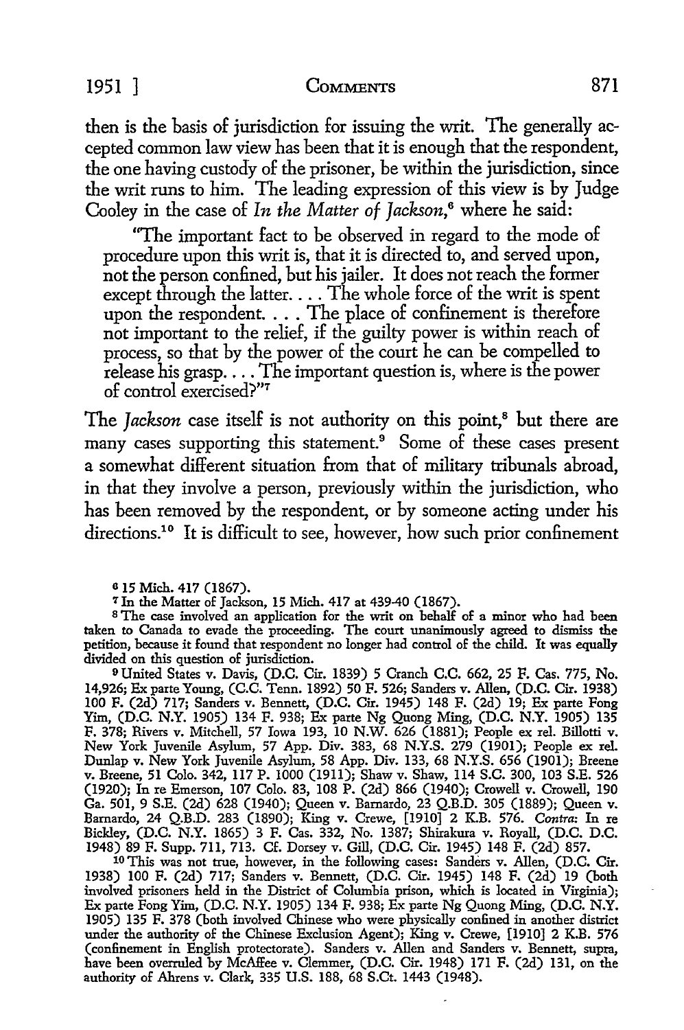then is the basis of jurisdiction for issuing the writ. The generally accepted common law view has been that it is enough that the respondent, the one having custody of the prisoner, be within the jurisdiction, since the writ runs to him. The leading expression of this view is by Judge Cooley in the case of *In the Matter of Jackson*,[6] where he said:

> "The important fact to be observed in regard to the mode of procedure upon this writ is, that it is directed to, and served upon, not the person confined, but his jailer. It does not reach the former except through the latter. . . . The whole force of the writ is spent upon the respondent. . . . The place of confinement is therefore not important to the relief, if the guilty power is within reach of process, so that by the power of the court he can be compelled to release his grasp. . . . The important question is, where is the power of control exercised?"[7]

The *Jackson* case itself is not authority on this point,[8] but there are many cases supporting this statement.[9] Some of these cases present a somewhat different situation from that of military tribunals abroad, in that they involve a person, previously within the jurisdiction, who has been removed by the respondent, or by someone acting under his directions.[10] It is difficult to see, however, how such prior confinement

---

[6] 15 Mich. 417 (1867).

[7] In the Matter of Jackson, 15 Mich. 417 at 439-40 (1867).

[8] The case involved an application for the writ on behalf of a minor who had been taken to Canada to evade the proceeding. The court unanimously agreed to dismiss the petition, because it found that respondent no longer had control of the child. It was equally divided on this question of jurisdiction.

[9] United States v. Davis, (D.C. Cir. 1839) 5 Cranch C.C. 662, 25 F. Cas. 775, No. 14,926; Ex parte Young, (C.C. Tenn. 1892) 50 F. 526; Sanders v. Allen, (D.C. Cir. 1938) 100 F. (2d) 717; Sanders v. Bennett, (D.C. Cir. 1945) 148 F. (2d) 19; Ex parte Fong Yim, (D.C. N.Y. 1905) 134 F. 938; Ex parte Ng Quong Ming, (D.C. N.Y. 1905) 135 F. 378; Rivers v. Mitchell, 57 Iowa 193, 10 N.W. 626 (1881); People ex rel. Billotti v. New York Juvenile Asylum, 57 App. Div. 383, 68 N.Y.S. 279 (1901); People ex rel. Dunlap v. New York Juvenile Asylum, 58 App. Div. 133, 68 N.Y.S. 656 (1901); Breene v. Breene, 51 Colo. 342, 117 P. 1000 (1911); Shaw v. Shaw, 114 S.C. 300, 103 S.E. 526 (1920); In re Emerson, 107 Colo. 83, 108 P. (2d) 866 (1940); Crowell v. Crowell, 190 Ga. 501, 9 S.E. (2d) 628 (1940); Queen v. Barnardo, 23 Q.B.D. 305 (1889); Queen v. Barnardo, 24 Q.B.D. 283 (1890); King v. Crewe, [1910] 2 K.B. 576. *Contra:* In re Bickley, (D.C. N.Y. 1865) 3 F. Cas. 332, No. 1387; Shirakura v. Royall, (D.C. D.C. 1948) 89 F. Supp. 711, 713. Cf. Dorsey v. Gill, (D.C. Cir. 1945) 148 F. (2d) 857.

[10] This was not true, however, in the following cases: Sanders v. Allen, (D.C. Cir. 1938) 100 F. (2d) 717; Sanders v. Bennett, (D.C. Cir. 1945) 148 F. (2d) 19 (both involved prisoners held in the District of Columbia prison, which is located in Virginia); Ex parte Fong Yim, (D.C. N.Y. 1905) 134 F. 938; Ex parte Ng Quong Ming, (D.C. N.Y. 1905) 135 F. 378 (both involved Chinese who were physically confined in another district under the authority of the Chinese Exclusion Agent); King v. Crewe, [1910] 2 K.B. 576 (confinement in English protectorate). Sanders v. Allen and Sanders v. Bennett, supra, have been overruled by McAffee v. Clemmer, (D.C. Cir. 1948) 171 F. (2d) 131, on the authority of Ahrens v. Clark, 335 U.S. 188, 68 S.Ct. 1443 (1948).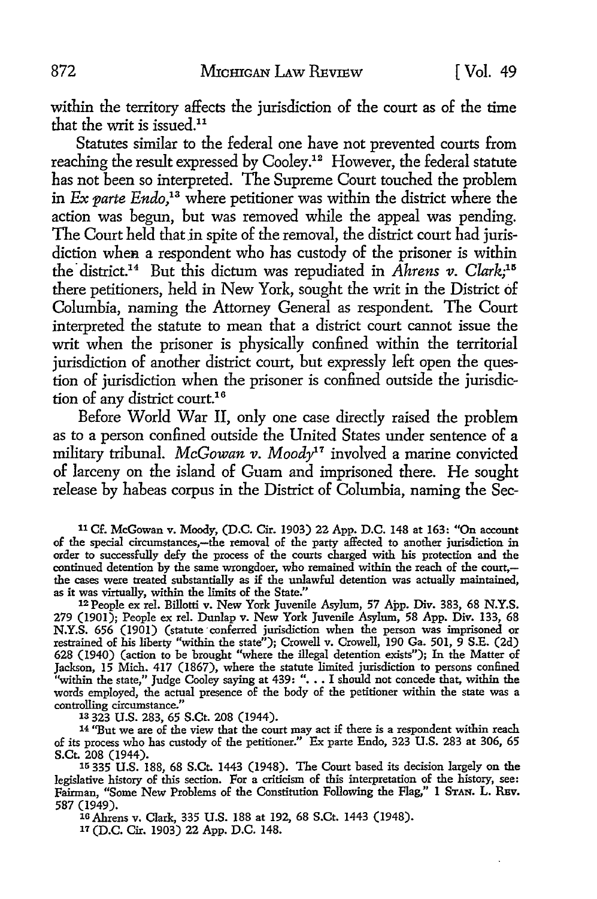within the territory affects the jurisdiction of the court as of the time that the writ is issued.[11]

Statutes similar to the federal one have not prevented courts from reaching the result expressed by Cooley.[12] However, the federal statute has not been so interpreted. The Supreme Court touched the problem in *Ex parte Endo*,[13] where petitioner was within the district where the action was begun, but was removed while the appeal was pending. The Court held that in spite of the removal, the district court had jurisdiction when a respondent who has custody of the prisoner is within the district.[14] But this dictum was repudiated in *Ahrens v. Clark*;[15] there petitioners, held in New York, sought the writ in the District of Columbia, naming the Attorney General as respondent. The Court interpreted the statute to mean that a district court cannot issue the writ when the prisoner is physically confined within the territorial jurisdiction of another district court, but expressly left open the question of jurisdiction when the prisoner is confined outside the jurisdiction of any district court.[16]

Before World War II, only one case directly raised the problem as to a person confined outside the United States under sentence of a military tribunal. *McGowan v. Moody*[17] involved a marine convicted of larceny on the island of Guam and imprisoned there. He sought release by habeas corpus in the District of Columbia, naming the Sec-

---

[11] Cf. McGowan v. Moody, (D.C. Cir. 1903) 22 App. D.C. 148 at 163: "On account of the special circumstances,—the removal of the party affected to another jurisdiction in order to successfully defy the process of the courts charged with his protection and the continued detention by the same wrongdoer, who remained within the reach of the court,—the cases were treated substantially as if the unlawful detention was actually maintained, as it was virtually, within the limits of the State."

[12] People ex rel. Billotti v. New York Juvenile Asylum, 57 App. Div. 383, 68 N.Y.S. 279 (1901); People ex rel. Dunlap v. New York Juvenile Asylum, 58 App. Div. 133, 68 N.Y.S. 656 (1901) (statute conferred jurisdiction when the person was imprisoned or restrained of his liberty "within the state"); Crowell v. Crowell, 190 Ga. 501, 9 S.E. (2d) 628 (1940) (action to be brought "where the illegal detention exists"); In the Matter of Jackson, 15 Mich. 417 (1867), where the statute limited jurisdiction to persons confined "within the state," Judge Cooley saying at 439: ". . . I should not concede that, within the words employed, the actual presence of the body of the petitioner within the state was a controlling circumstance."

[13] 323 U.S. 283, 65 S.Ct. 208 (1944).

[14] "But we are of the view that the court may act if there is a respondent within reach of its process who has custody of the petitioner." Ex parte Endo, 323 U.S. 283 at 306, 65 S.Ct. 208 (1944).

[15] 335 U.S. 188, 68 S.Ct. 1443 (1948). The Court based its decision largely on the legislative history of this section. For a criticism of this interpretation of the history, see: Fairman, "Some New Problems of the Constitution Following the Flag," 1 STAN. L. REV. 587 (1949).

[16] Ahrens v. Clark, 335 U.S. 188 at 192, 68 S.Ct. 1443 (1948).

[17] (D.C. Cir. 1903) 22 App. D.C. 148.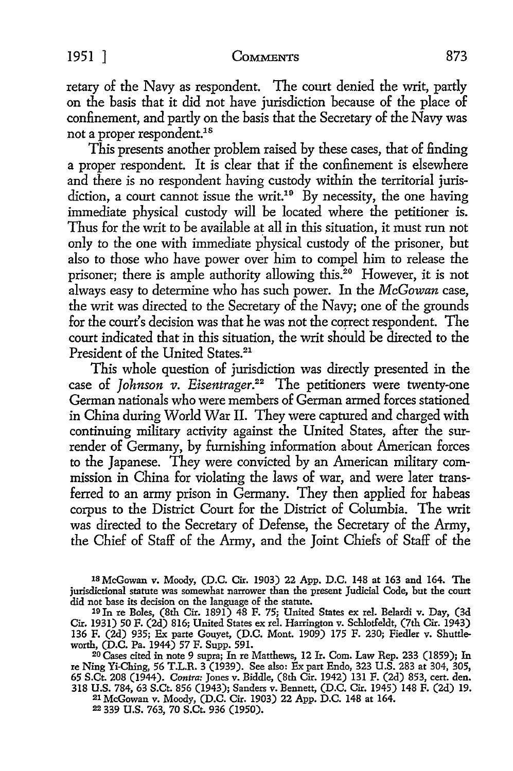retary of the Navy as respondent. The court denied the writ, partly on the basis that it did not have jurisdiction because of the place of confinement, and partly on the basis that the Secretary of the Navy was not a proper respondent.[18]

This presents another problem raised by these cases, that of finding a proper respondent. It is clear that if the confinement is elsewhere and there is no respondent having custody within the territorial jurisdiction, a court cannot issue the writ.[19] By necessity, the one having immediate physical custody will be located where the petitioner is. Thus for the writ to be available at all in this situation, it must run not only to the one with immediate physical custody of the prisoner, but also to those who have power over him to compel him to release the prisoner; there is ample authority allowing this.[20] However, it is not always easy to determine who has such power. In the *McGowan* case, the writ was directed to the Secretary of the Navy; one of the grounds for the court's decision was that he was not the correct respondent. The court indicated that in this situation, the writ should be directed to the President of the United States.[21]

This whole question of jurisdiction was directly presented in the case of *Johnson v. Eisentrager*.[22] The petitioners were twenty-one German nationals who were members of German armed forces stationed in China during World War II. They were captured and charged with continuing military activity against the United States, after the surrender of Germany, by furnishing information about American forces to the Japanese. They were convicted by an American military commission in China for violating the laws of war, and were later transferred to an army prison in Germany. They then applied for habeas corpus to the District Court for the District of Columbia. The writ was directed to the Secretary of Defense, the Secretary of the Army, the Chief of Staff of the Army, and the Joint Chiefs of Staff of the

---

[18] McGowan v. Moody, (D.C. Cir. 1903) 22 App. D.C. 148 at 163 and 164. The jurisdictional statute was somewhat narrower than the present Judicial Code, but the court did not base its decision on the language of the statute.

[19] In re Boles, (8th Cir. 1891) 48 F. 75; United States ex rel. Belardi v. Day, (3d Cir. 1931) 50 F. (2d) 816; United States ex rel. Harrington v. Schlotfeldt, (7th Cir. 1943) 136 F. (2d) 935; Ex parte Gouyet, (D.C. Mont. 1909) 175 F. 230; Fiedler v. Shuttleworth, (D.C. Pa. 1944) 57 F. Supp. 591.

[20] Cases cited in note 9 supra; In re Matthews, 12 Ir. Com. Law Rep. 233 (1859); In re Ning Yi-Ching, 56 T.L.R. 3 (1939). See also: Ex part Endo, 323 U.S. 283 at 304, 305, 65 S.Ct. 208 (1944). *Contra:* Jones v. Biddle, (8th Cir. 1942) 131 F. (2d) 853, cert. den. 318 U.S. 784, 63 S.Ct. 856 (1943); Sanders v. Bennett, (D.C. Cir. 1945) 148 F. (2d) 19.

[21] McGowan v. Moody, (D.C. Cir. 1903) 22 App. D.C. 148 at 164.

[22] 339 U.S. 763, 70 S.Ct. 936 (1950).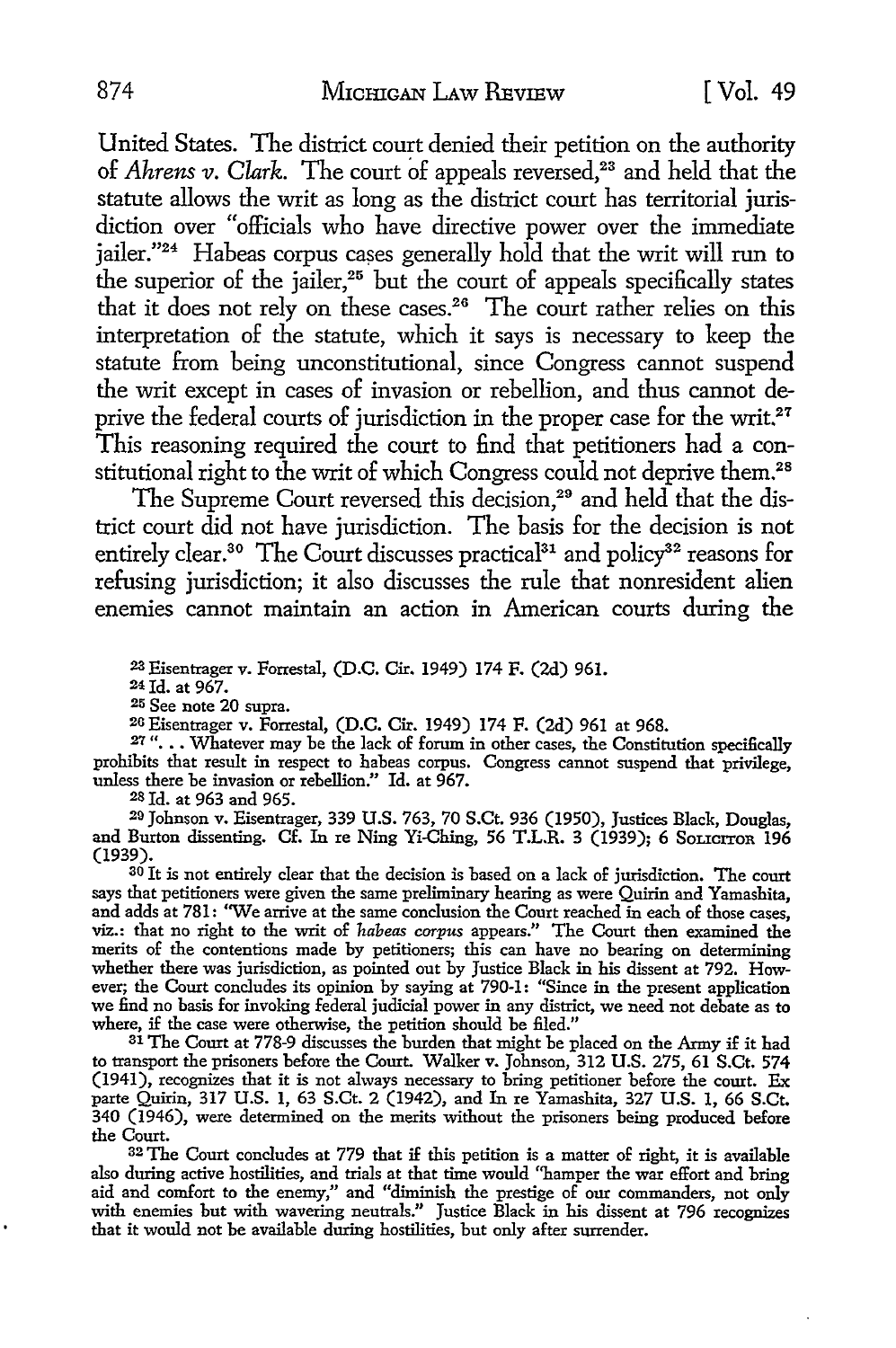United States. The district court denied their petition on the authority of *Ahrens v. Clark.* The court of appeals reversed,[23] and held that the statute allows the writ as long as the district court has territorial jurisdiction over "officials who have directive power over the immediate jailer."[24] Habeas corpus cases generally hold that the writ will run to the superior of the jailer,[25] but the court of appeals specifically states that it does not rely on these cases.[26] The court rather relies on this interpretation of the statute, which it says is necessary to keep the statute from being unconstitutional, since Congress cannot suspend the writ except in cases of invasion or rebellion, and thus cannot deprive the federal courts of jurisdiction in the proper case for the writ.[27] This reasoning required the court to find that petitioners had a constitutional right to the writ of which Congress could not deprive them.[28]

The Supreme Court reversed this decision,[29] and held that the district court did not have jurisdiction. The basis for the decision is not entirely clear.[30] The Court discusses practical[31] and policy[32] reasons for refusing jurisdiction; it also discusses the rule that nonresident alien enemies cannot maintain an action in American courts during the

---

[23] Eisentrager v. Forrestal, (D.C. Cir. 1949) 174 F. (2d) 961.

[24] Id. at 967.

[25] See note 20 supra.

[26] Eisentrager v. Forrestal, (D.C. Cir. 1949) 174 F. (2d) 961 at 968.

[27] ". . . Whatever may be the lack of forum in other cases, the Constitution specifically prohibits that result in respect to habeas corpus. Congress cannot suspend that privilege, unless there be invasion or rebellion." Id. at 967.

[28] Id. at 963 and 965.

[29] Johnson v. Eisentrager, 339 U.S. 763, 70 S.Ct. 936 (1950), Justices Black, Douglas, and Burton dissenting. Cf. In re Ning Yi-Ching, 56 T.L.R. 3 (1939); 6 SOLICITOR 196 (1939).

[30] It is not entirely clear that the decision is based on a lack of jurisdiction. The court says that petitioners were given the same preliminary hearing as were Quirin and Yamashita, and adds at 781: "We arrive at the same conclusion the Court reached in each of those cases, viz.: that no right to the writ of *habeas corpus* appears." The Court then examined the merits of the contentions made by petitioners; this can have no bearing on determining whether there was jurisdiction, as pointed out by Justice Black in his dissent at 792. However; the Court concludes its opinion by saying at 790-1: "Since in the present application we find no basis for invoking federal judicial power in any district, we need not debate as to where, if the case were otherwise, the petition should be filed."

[31] The Court at 778-9 discusses the burden that might be placed on the Army if it had to transport the prisoners before the Court. Walker v. Johnson, 312 U.S. 275, 61 S.Ct. 574 (1941), recognizes that it is not always necessary to bring petitioner before the court. Ex parte Quirin, 317 U.S. 1, 63 S.Ct. 2 (1942), and In re Yamashita, 327 U.S. 1, 66 S.Ct. 340 (1946), were determined on the merits without the prisoners being produced before the Court.

[32] The Court concludes at 779 that if this petition is a matter of right, it is available also during active hostilities, and trials at that time would "hamper the war effort and bring aid and comfort to the enemy," and "diminish the prestige of our commanders, not only with enemies but with wavering neutrals." Justice Black in his dissent at 796 recognizes that it would not be available during hostilities, but only after surrender.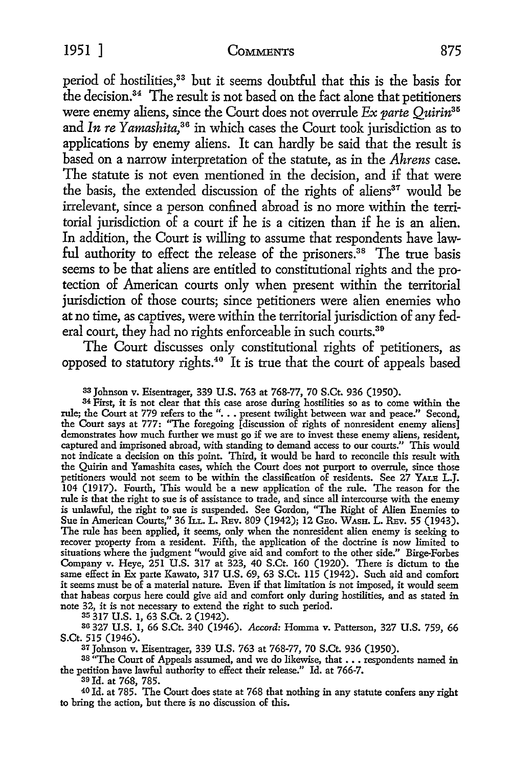period of hostilities,[33] but it seems doubtful that this is the basis for the decision.[34] The result is not based on the fact alone that petitioners were enemy aliens, since the Court does not overrule *Ex parte Quirin*[35] and *In re Yamashita*,[36] in which cases the Court took jurisdiction as to applications by enemy aliens. It can hardly be said that the result is based on a narrow interpretation of the statute, as in the *Ahrens* case. The statute is not even mentioned in the decision, and if that were the basis, the extended discussion of the rights of aliens[37] would be irrelevant, since a person confined abroad is no more within the territorial jurisdiction of a court if he is a citizen than if he is an alien. In addition, the Court is willing to assume that respondents have lawful authority to effect the release of the prisoners.[38] The true basis seems to be that aliens are entitled to constitutional rights and the protection of American courts only when present within the territorial jurisdiction of those courts; since petitioners were alien enemies who at no time, as captives, were within the territorial jurisdiction of any federal court, they had no rights enforceable in such courts.[39]

The Court discusses only constitutional rights of petitioners, as opposed to statutory rights.[40] It is true that the court of appeals based

---

[33] Johnson v. Eisentrager, 339 U.S. 763 at 768-77, 70 S.Ct. 936 (1950).

[34] First, it is not clear that this case arose during hostilities so as to come within the rule; the Court at 779 refers to the ". . . present twilight between war and peace." Second, the Court says at 777: "The foregoing [discussion of rights of nonresident enemy aliens] demonstrates how much further we must go if we are to invest these enemy aliens, resident, captured and imprisoned abroad, with standing to demand access to our courts." This would not indicate a decision on this point. Third, it would be hard to reconcile this result with the Quirin and Yamashita cases, which the Court does not purport to overrule, since those petitioners would not seem to be within the classification of residents. See 27 YALE L.J. 104 (1917). Fourth, This would be a new application of the rule. The reason for the rule is that the right to sue is of assistance to trade, and since all intercourse with the enemy is unlawful, the right to sue is suspended. See Gordon, "The Right of Alien Enemies to Sue in American Courts," 36 ILL. L. REV. 809 (1942); 12 GEO. WASH. L. REV. 55 (1943). The rule has been applied, it seems, only when the nonresident alien enemy is seeking to recover property from a resident. Fifth, the application of the doctrine is now limited to situations where the judgment "would give aid and comfort to the other side." Birge-Forbes Company v. Heye, 251 U.S. 317 at 323, 40 S.Ct. 160 (1920). There is dictum to the same effect in Ex parte Kawato, 317 U.S. 69, 63 S.Ct. 115 (1942). Such aid and comfort it seems must be of a material nature. Even if that limitation is not imposed, it would seem that habeas corpus here could give aid and comfort only during hostilities, and as stated in note 32, it is not necessary to extend the right to such period.

[35] 317 U.S. 1, 63 S.Ct. 2 (1942).

[36] 327 U.S. 1, 66 S.Ct. 340 (1946). *Accord:* Homma v. Patterson, 327 U.S. 759, 66 S.Ct. 515 (1946).

[37] Johnson v. Eisentrager, 339 U.S. 763 at 768-77, 70 S.Ct. 936 (1950).

[38] "The Court of Appeals assumed, and we do likewise, that . . . respondents named in the petition have lawful authority to effect their release." Id. at 766-7.

[39] Id. at 768, 785.

[40] Id. at 785. The Court does state at 768 that nothing in any statute confers any right to bring the action, but there is no discussion of this.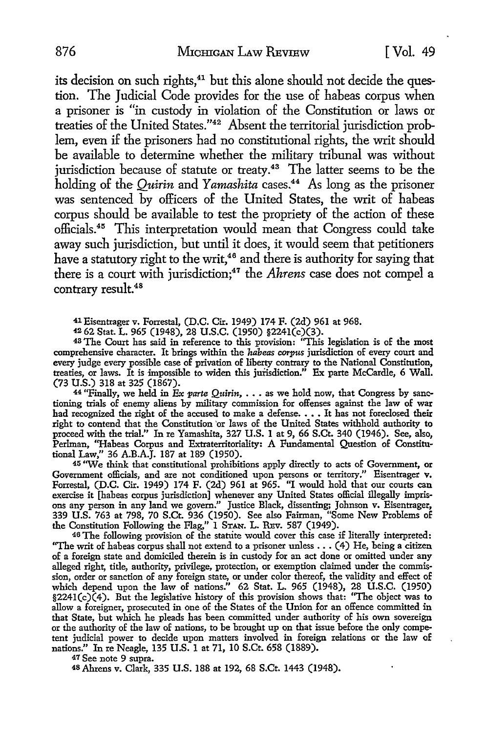its decision on such rights,[41] but this alone should not decide the question. The Judicial Code provides for the use of habeas corpus when a prisoner is "in custody in violation of the Constitution or laws or treaties of the United States."[42] Absent the territorial jurisdiction problem, even if the prisoners had no constitutional rights, the writ should be available to determine whether the military tribunal was without jurisdiction because of statute or treaty.[43] The latter seems to be the holding of the *Quirin* and *Yamashita* cases.[44] As long as the prisoner was sentenced by officers of the United States, the writ of habeas corpus should be available to test the propriety of the action of these officials.[45] This interpretation would mean that Congress could take away such jurisdiction, but until it does, it would seem that petitioners have a statutory right to the writ,[46] and there is authority for saying that there is a court with jurisdiction;[47] the *Ahrens* case does not compel a contrary result.[48]

[41] Eisentrager v. Forrestal, (D.C. Cir. 1949) 174 F. (2d) 961 at 968.

[42] 62 Stat. L. 965 (1948), 28 U.S.C. (1950) §2241(c)(3).

[43] The Court has said in reference to this provision: "This legislation is of the most comprehensive character. It brings within the *habeas corpus* jurisdiction of every court and every judge every possible case of privation of liberty contrary to the National Constitution, treaties, or laws. It is impossible to widen this jurisdiction." Ex parte McCardle, 6 Wall. (73 U.S.) 318 at 325 (1867).

[44] "Finally, we held in *Ex parte Quirin*, . . . as we hold now, that Congress by sanctioning trials of enemy aliens by military commission for offenses against the law of war had recognized the right of the accused to make a defense. . . . It has not foreclosed their right to contend that the Constitution or laws of the United States withhold authority to proceed with the trial." In re Yamashita, 327 U.S. 1 at 9, 66 S.Ct. 340 (1946). See, also, Perlman, "Habeas Corpus and Extraterritoriality: A Fundamental Question of Constitutional Law," 36 A.B.A.J. 187 at 189 (1950).

[45] "We think that constitutional prohibitions apply directly to acts of Government, or Government officials, and are not conditioned upon persons or territory." Eisentrager v. Forrestal, (D.C. Cir. 1949) 174 F. (2d) 961 at 965. "I would hold that our courts can exercise it [habeas corpus jurisdiction] whenever any United States official illegally imprisons any person in any land we govern." Justice Black, dissenting; Johnson v. Eisentrager, 339 U.S. 763 at 798, 70 S.Ct. 936 (1950). See also Fairman, "Some New Problems of the Constitution Following the Flag," 1 STAN. L. REV. 587 (1949).

[46] The following provision of the statute would cover this case if literally interpreted: "The writ of habeas corpus shall not extend to a prisoner unless . . . (4) He, being a citizen of a foreign state and domiciled therein is in custody for an act done or omitted under any alleged right, title, authority, privilege, protection, or exemption claimed under the commission, order or sanction of any foreign state, or under color thereof, the validity and effect of which depend upon the law of nations." 62 Stat. L. 965 (1948), 28 U.S.C. (1950) §2241(c)(4). But the legislative history of this provision shows that: "The object was to allow a foreigner, prosecuted in one of the States of the Union for an offence committed in that State, but which he pleads has been committed under authority of his own sovereign or the authority of the law of nations, to be brought up on that issue before the only competent judicial power to decide upon matters involved in foreign relations or the law of nations." In re Neagle, 135 U.S. 1 at 71, 10 S.Ct. 658 (1889).

[47] See note 9 supra.

[48] Ahrens v. Clark, 335 U.S. 188 at 192, 68 S.Ct. 1443 (1948).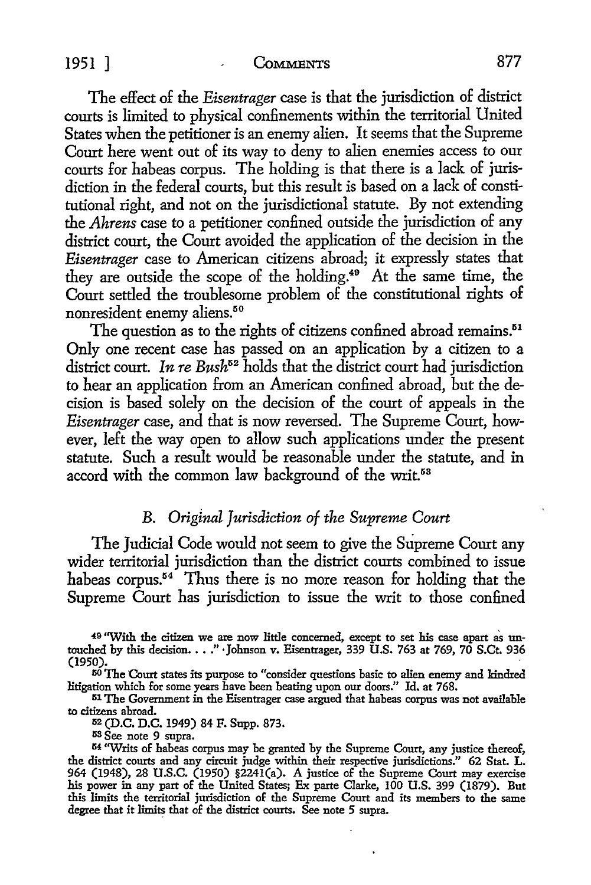The effect of the *Eisentrager* case is that the jurisdiction of district courts is limited to physical confinements within the territorial United States when the petitioner is an enemy alien. It seems that the Supreme Court here went out of its way to deny to alien enemies access to our courts for habeas corpus. The holding is that there is a lack of jurisdiction in the federal courts, but this result is based on a lack of constitutional right, and not on the jurisdictional statute. By not extending the *Ahrens* case to a petitioner confined outside the jurisdiction of any district court, the Court avoided the application of the decision in the *Eisentrager* case to American citizens abroad; it expressly states that they are outside the scope of the holding.[49] At the same time, the Court settled the troublesome problem of the constitutional rights of nonresident enemy aliens.[50]

The question as to the rights of citizens confined abroad remains.[51] Only one recent case has passed on an application by a citizen to a district court. *In re Bush*[52] holds that the district court had jurisdiction to hear an application from an American confined abroad, but the decision is based solely on the decision of the court of appeals in the *Eisentrager* case, and that is now reversed. The Supreme Court, however, left the way open to allow such applications under the present statute. Such a result would be reasonable under the statute, and in accord with the common law background of the writ.[53]

### B. *Original Jurisdiction of the Supreme Court*

The Judicial Code would not seem to give the Supreme Court any wider territorial jurisdiction than the district courts combined to issue habeas corpus.[54] Thus there is no more reason for holding that the Supreme Court has jurisdiction to issue the writ to those confined

---

[49] "With the citizen we are now little concerned, except to set his case apart as untouched by this decision. . . ." Johnson v. Eisentrager, 339 U.S. 763 at 769, 70 S.Ct. 936 (1950).

[50] The Court states its purpose to "consider questions basic to alien enemy and kindred litigation which for some years have been beating upon our doors." Id. at 768.

[51] The Government in the Eisentrager case argued that habeas corpus was not available to citizens abroad.

[52] (D.C. D.C. 1949) 84 F. Supp. 873.

[53] See note 9 supra.

[54] "Writs of habeas corpus may be granted by the Supreme Court, any justice thereof, the district courts and any circuit judge within their respective jurisdictions." 62 Stat. L. 964 (1948), 28 U.S.C. (1950) §2241(a). A justice of the Supreme Court may exercise his power in any part of the United States; Ex parte Clarke, 100 U.S. 399 (1879). But this limits the territorial jurisdiction of the Supreme Court and its members to the same degree that it limits that of the district courts. See note 5 supra.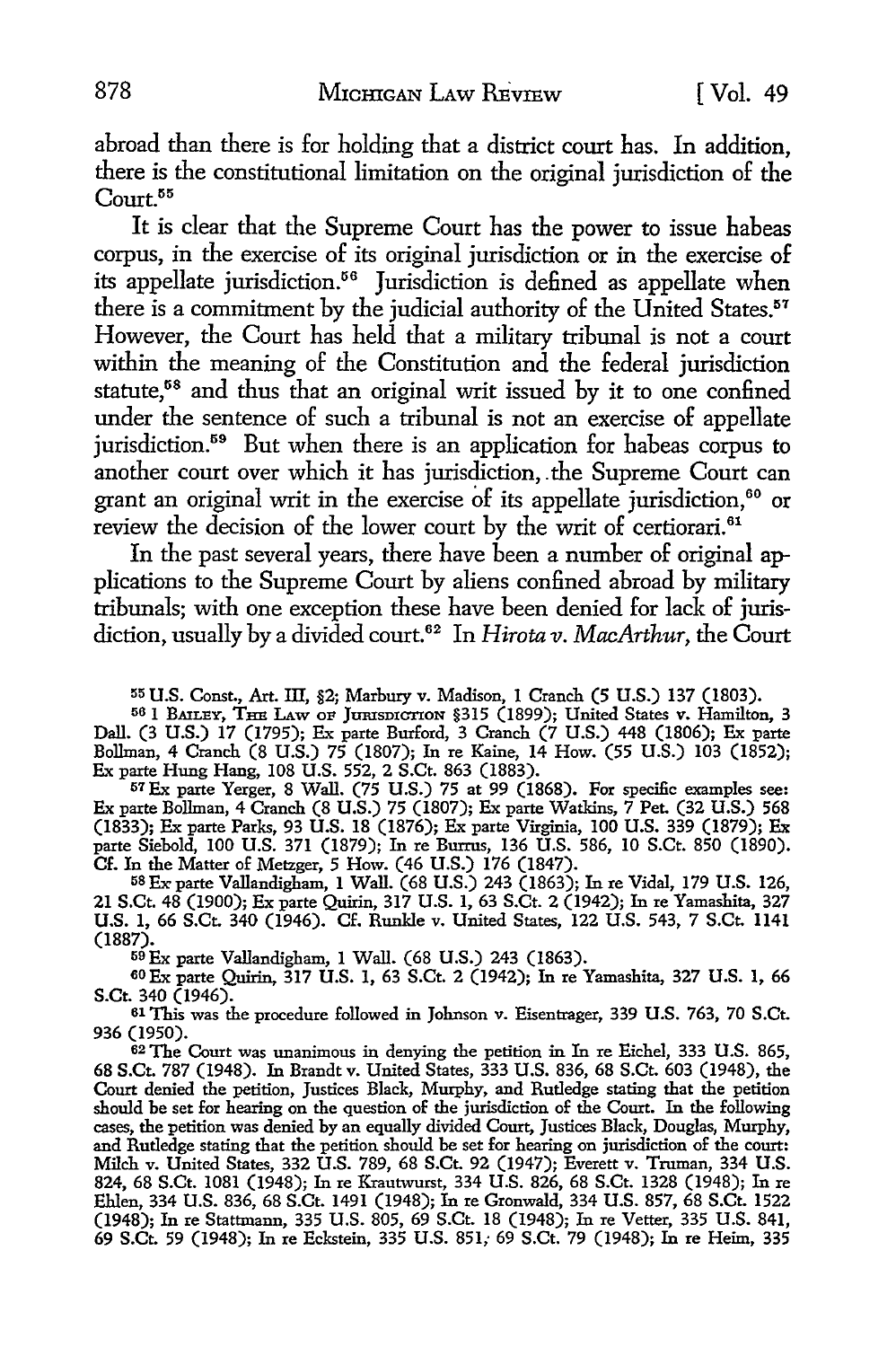abroad than there is for holding that a district court has. In addition, there is the constitutional limitation on the original jurisdiction of the Court.[55]

It is clear that the Supreme Court has the power to issue habeas corpus, in the exercise of its original jurisdiction or in the exercise of its appellate jurisdiction.[56] Jurisdiction is defined as appellate when there is a commitment by the judicial authority of the United States.[57] However, the Court has held that a military tribunal is not a court within the meaning of the Constitution and the federal jurisdiction statute,[58] and thus that an original writ issued by it to one confined under the sentence of such a tribunal is not an exercise of appellate jurisdiction.[59] But when there is an application for habeas corpus to another court over which it has jurisdiction, the Supreme Court can grant an original writ in the exercise of its appellate jurisdiction,[60] or review the decision of the lower court by the writ of certiorari.[61]

In the past several years, there have been a number of original applications to the Supreme Court by aliens confined abroad by military tribunals; with one exception these have been denied for lack of jurisdiction, usually by a divided court.[62] In *Hirota v. MacArthur*, the Court

---

[55] U.S. Const., Art. III, §2; Marbury v. Madison, 1 Cranch (5 U.S.) 137 (1803).

[56] 1 Bailey, The Law of Jurisdiction §315 (1899); United States v. Hamilton, 3 Dall. (3 U.S.) 17 (1795); Ex parte Burford, 3 Cranch (7 U.S.) 448 (1806); Ex parte Bollman, 4 Cranch (8 U.S.) 75 (1807); In re Kaine, 14 How. (55 U.S.) 103 (1852); Ex parte Hung Hang, 108 U.S. 552, 2 S.Ct. 863 (1883).

[57] Ex parte Yerger, 8 Wall. (75 U.S.) 75 at 99 (1868). For specific examples see: Ex parte Bollman, 4 Cranch (8 U.S.) 75 (1807); Ex parte Watkins, 7 Pet. (32 U.S.) 568 (1833); Ex parte Parks, 93 U.S. 18 (1876); Ex parte Virginia, 100 U.S. 339 (1879); Ex parte Siebold, 100 U.S. 371 (1879); In re Burrus, 136 U.S. 586, 10 S.Ct. 850 (1890). Cf. In the Matter of Metzger, 5 How. (46 U.S.) 176 (1847).

[58] Ex parte Vallandigham, 1 Wall. (68 U.S.) 243 (1863); In re Vidal, 179 U.S. 126, 21 S.Ct. 48 (1900); Ex parte Quirin, 317 U.S. 1, 63 S.Ct. 2 (1942); In re Yamashita, 327 U.S. 1, 66 S.Ct. 340 (1946). Cf. Runkle v. United States, 122 U.S. 543, 7 S.Ct. 1141 (1887).

[59] Ex parte Vallandigham, 1 Wall. (68 U.S.) 243 (1863).

[60] Ex parte Quirin, 317 U.S. 1, 63 S.Ct. 2 (1942); In re Yamashita, 327 U.S. 1, 66 S.Ct. 340 (1946).

[61] This was the procedure followed in Johnson v. Eisentrager, 339 U.S. 763, 70 S.Ct. 936 (1950).

[62] The Court was unanimous in denying the petition in In re Eichel, 333 U.S. 865, 68 S.Ct. 787 (1948). In Brandt v. United States, 333 U.S. 836, 68 S.Ct. 603 (1948), the Court denied the petition, Justices Black, Murphy, and Rutledge stating that the petition should be set for hearing on the question of the jurisdiction of the Court. In the following cases, the petition was denied by an equally divided Court, Justices Black, Douglas, Murphy, and Rutledge stating that the petition should be set for hearing on jurisdiction of the court: Milch v. United States, 332 U.S. 789, 68 S.Ct. 92 (1947); Everett v. Truman, 334 U.S. 824, 68 S.Ct. 1081 (1948); In re Krautwurst, 334 U.S. 826, 68 S.Ct. 1328 (1948); In re Ehlen, 334 U.S. 836, 68 S.Ct. 1491 (1948); In re Gronwald, 334 U.S. 857, 68 S.Ct. 1522 (1948); In re Stattmann, 335 U.S. 805, 69 S.Ct. 18 (1948); In re Vetter, 335 U.S. 841, 69 S.Ct. 59 (1948); In re Eckstein, 335 U.S. 851, 69 S.Ct. 79 (1948); In re Heim, 335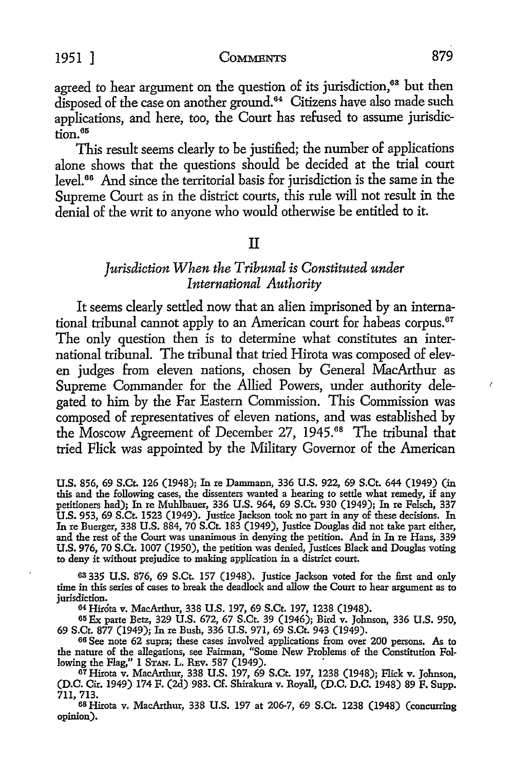agreed to hear argument on the question of its jurisdiction,[63] but then disposed of the case on another ground.[64] Citizens have also made such applications, and here, too, the Court has refused to assume jurisdiction.[65]

This result seems clearly to be justified; the number of applications alone shows that the questions should be decided at the trial court level.[66] And since the territorial basis for jurisdiction is the same in the Supreme Court as in the district courts, this rule will not result in the denial of the writ to anyone who would otherwise be entitled to it.

## II

### *Jurisdiction When the Tribunal is Constituted under International Authority*

It seems clearly settled now that an alien imprisoned by an international tribunal cannot apply to an American court for habeas corpus.[67] The only question then is to determine what constitutes an international tribunal. The tribunal that tried Hirota was composed of eleven judges from eleven nations, chosen by General MacArthur as Supreme Commander for the Allied Powers, under authority delegated to him by the Far Eastern Commission. This Commission was composed of representatives of eleven nations, and was established by the Moscow Agreement of December 27, 1945.[68] The tribunal that tried Flick was appointed by the Military Governor of the American

U.S. 856, 69 S.Ct. 126 (1948); In re Dammann, 336 U.S. 922, 69 S.Ct. 644 (1949) (in this and the following cases, the dissenters wanted a hearing to settle what remedy, if any petitioners had); In re Muhlbauer, 336 U.S. 964, 69 S.Ct. 930 (1949); In re Felsch, 337 U.S. 953, 69 S.Ct. 1523 (1949). Justice Jackson took no part in any of these decisions. In In re Buerger, 338 U.S. 884, 70 S.Ct. 183 (1949), Justice Douglas did not take part either, and the rest of the Court was unanimous in denying the petition. And in In re Hans, 339 U.S. 976, 70 S.Ct. 1007 (1950), the petition was denied, Justices Black and Douglas voting to deny it without prejudice to making application in a district court.

[63] 335 U.S. 876, 69 S.Ct. 157 (1948). Justice Jackson voted for the first and only time in this series of cases to break the deadlock and allow the Court to hear argument as to jurisdiction.

[64] Hirota v. MacArthur, 338 U.S. 197, 69 S.Ct. 197, 1238 (1948).

[65] Ex parte Betz, 329 U.S. 672, 67 S.Ct. 39 (1946); Bird v. Johnson, 336 U.S. 950, 69 S.Ct. 877 (1949); In re Bush, 336 U.S. 971, 69 S.Ct. 943 (1949).

[66] See note 62 supra; these cases involved applications from over 200 persons. As to the nature of the allegations, see Fairman, "Some New Problems of the Constitution Following the Flag," 1 STAN. L. REV. 587 (1949).

[67] Hirota v. MacArthur, 338 U.S. 197, 69 S.Ct. 197, 1238 (1948); Flick v. Johnson, (D.C. Cir. 1949) 174 F. (2d) 983. Cf. Shirakura v. Royall, (D.C. D.C. 1948) 89 F. Supp. 711, 713.

[68] Hirota v. MacArthur, 338 U.S. 197 at 206-7, 69 S.Ct. 1238 (1948) (concurring opinion).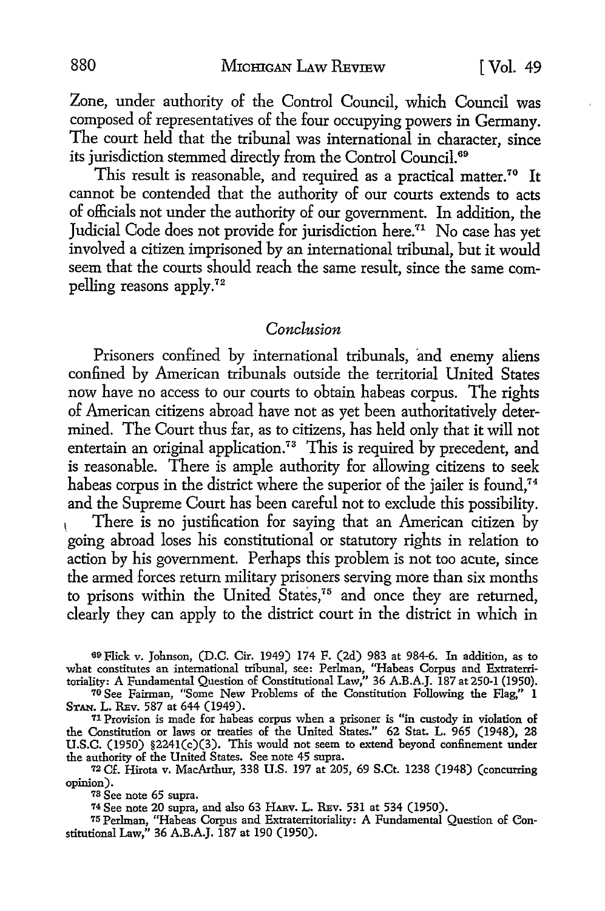Zone, under authority of the Control Council, which Council was composed of representatives of the four occupying powers in Germany. The court held that the tribunal was international in character, since its jurisdiction stemmed directly from the Control Council.[69]

This result is reasonable, and required as a practical matter.[70] It cannot be contended that the authority of our courts extends to acts of officials not under the authority of our government. In addition, the Judicial Code does not provide for jurisdiction here.[71] No case has yet involved a citizen imprisoned by an international tribunal, but it would seem that the courts should reach the same result, since the same compelling reasons apply.[72]

## *Conclusion*

Prisoners confined by international tribunals, and enemy aliens confined by American tribunals outside the territorial United States now have no access to our courts to obtain habeas corpus. The rights of American citizens abroad have not as yet been authoritatively determined. The Court thus far, as to citizens, has held only that it will not entertain an original application.[73] This is required by precedent, and is reasonable. There is ample authority for allowing citizens to seek habeas corpus in the district where the superior of the jailer is found,[74] and the Supreme Court has been careful not to exclude this possibility.

There is no justification for saying that an American citizen by going abroad loses his constitutional or statutory rights in relation to action by his government. Perhaps this problem is not too acute, since the armed forces return military prisoners serving more than six months to prisons within the United States,[75] and once they are returned, clearly they can apply to the district court in the district in which in

---

[69] Flick v. Johnson, (D.C. Cir. 1949) 174 F. (2d) 983 at 984-6. In addition, as to what constitutes an international tribunal, see: Perlman, "Habeas Corpus and Extraterritoriality: A Fundamental Question of Constitutional Law," 36 A.B.A.J. 187 at 250-1 (1950).

[70] See Fairman, "Some New Problems of the Constitution Following the Flag," 1 STAN. L. REV. 587 at 644 (1949).

[71] Provision is made for habeas corpus when a prisoner is "in custody in violation of the Constitution or laws or treaties of the United States." 62 Stat. L. 965 (1948), 28 U.S.C. (1950) §2241(c)(3). This would not seem to extend beyond confinement under the authority of the United States. See note 45 supra.

[72] Cf. Hirota v. MacArthur, 338 U.S. 197 at 205, 69 S.Ct. 1238 (1948) (concurring opinion).

[73] See note 65 supra.

[74] See note 20 supra, and also 63 HARV. L. REV. 531 at 534 (1950).

[75] Perlman, "Habeas Corpus and Extraterritoriality: A Fundamental Question of Constitutional Law," 36 A.B.A.J. 187 at 190 (1950).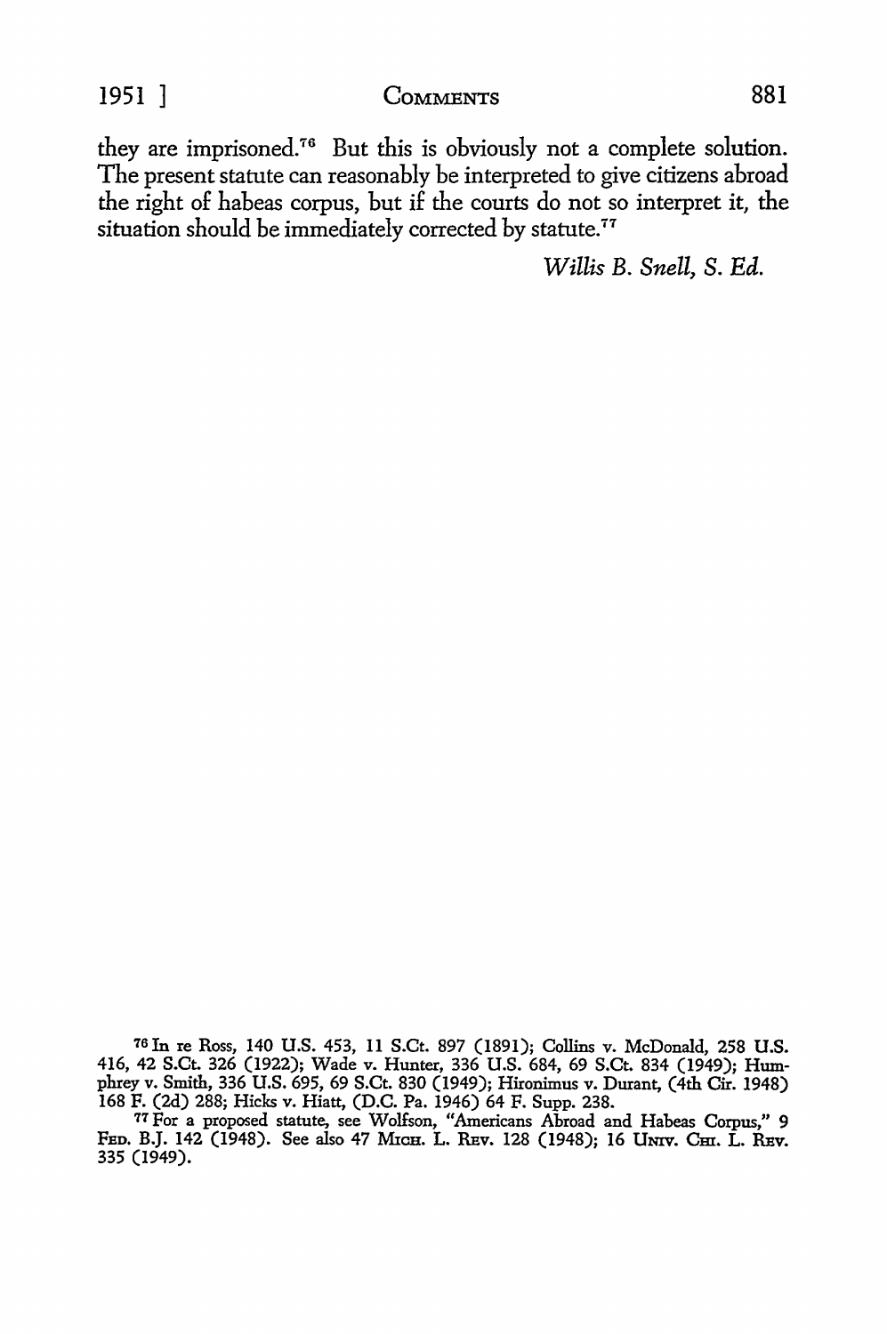they are imprisoned.[76] But this is obviously not a complete solution. The present statute can reasonably be interpreted to give citizens abroad the right of habeas corpus, but if the courts do not so interpret it, the situation should be immediately corrected by statute.[77]

*Willis B. Snell, S. Ed.*

---

[76] In re Ross, 140 U.S. 453, 11 S.Ct. 897 (1891); Collins v. McDonald, 258 U.S. 416, 42 S.Ct. 326 (1922); Wade v. Hunter, 336 U.S. 684, 69 S.Ct. 834 (1949); Humphrey v. Smith, 336 U.S. 695, 69 S.Ct. 830 (1949); Hironimus v. Durant, (4th Cir. 1948) 168 F. (2d) 288; Hicks v. Hiatt, (D.C. Pa. 1946) 64 F. Supp. 238.

[77] For a proposed statute, see Wolfson, "Americans Abroad and Habeas Corpus," 9 Fed. B.J. 142 (1948). See also 47 Mich. L. Rev. 128 (1948); 16 Univ. Chi. L. Rev. 335 (1949).